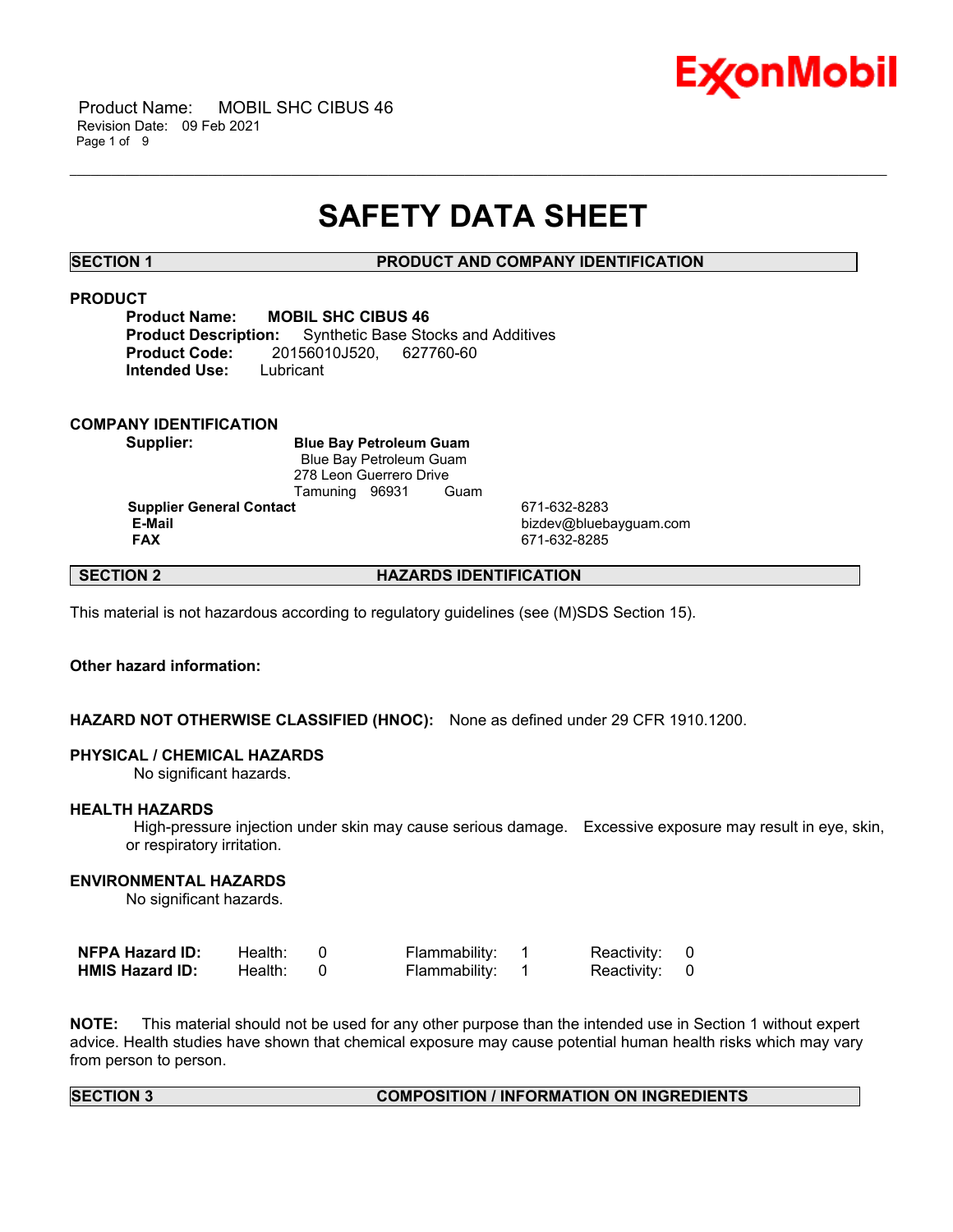# SAFETY DATA SHEET

## SECTION 1 PRODUCT AND COMPANY IDENTIFICATION

### PRODUCT

**Product Name:** **MOBIL SHC CIBUS 46**
**Product Description:** Synthetic Base Stocks and Additives
**Product Code:** 20156010J520, 627760-60
**Intended Use:** Lubricant

### COMPANY IDENTIFICATION

**Supplier:** **Blue Bay Petroleum Guam**
Blue Bay Petroleum Guam
278 Leon Guerrero Drive
Tamuning 96931 Guam

| | |
|---|---|
| **Supplier General Contact** | 671-632-8283 |
| **E-Mail** | bizdev@bluebayguam.com |
| **FAX** | 671-632-8285 |

## SECTION 2 HAZARDS IDENTIFICATION

This material is not hazardous according to regulatory guidelines (see (M)SDS Section 15).

**Other hazard information:**

**HAZARD NOT OTHERWISE CLASSIFIED (HNOC):** None as defined under 29 CFR 1910.1200.

**PHYSICAL / CHEMICAL HAZARDS**

No significant hazards.

**HEALTH HAZARDS**

High-pressure injection under skin may cause serious damage. Excessive exposure may result in eye, skin, or respiratory irritation.

**ENVIRONMENTAL HAZARDS**

No significant hazards.

| | | | | | | |
|---|---|---|---|---|---|---|
| **NFPA Hazard ID:** | Health: | 0 | Flammability: | 1 | Reactivity: | 0 |
| **HMIS Hazard ID:** | Health: | 0 | Flammability: | 1 | Reactivity: | 0 |

**NOTE:** This material should not be used for any other purpose than the intended use in Section 1 without expert advice. Health studies have shown that chemical exposure may cause potential human health risks which may vary from person to person.

## SECTION 3 COMPOSITION / INFORMATION ON INGREDIENTS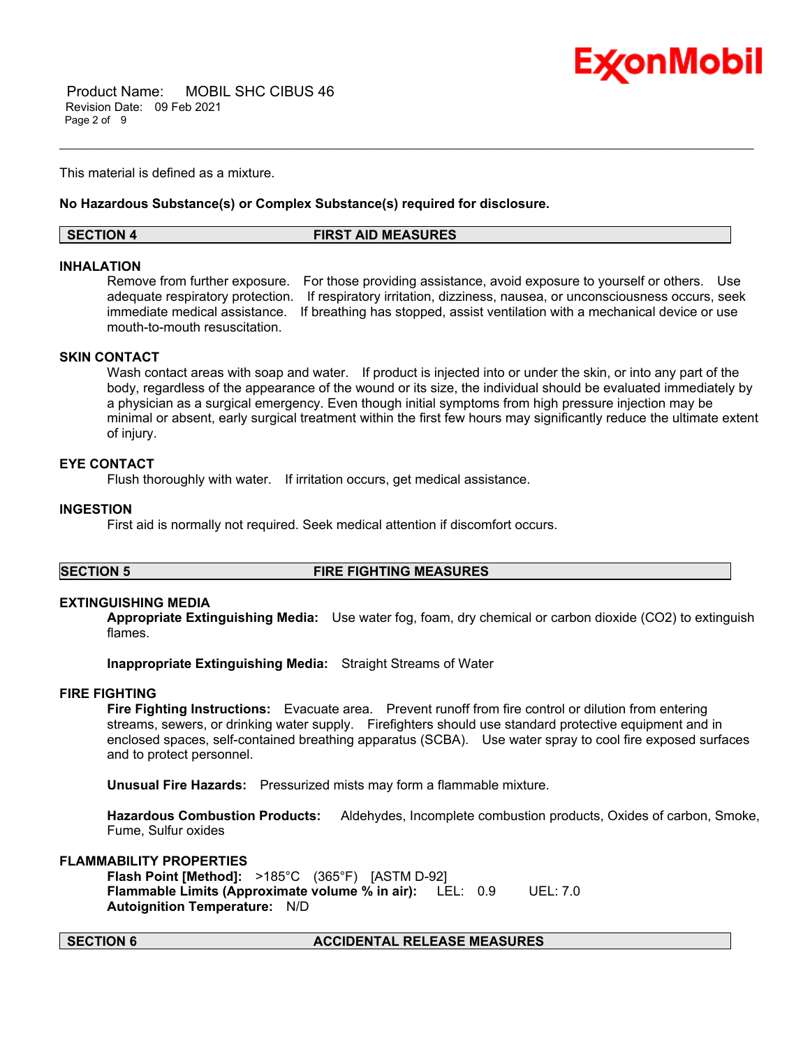This material is defined as a mixture.

**No Hazardous Substance(s) or Complex Substance(s) required for disclosure.**

## SECTION 4 FIRST AID MEASURES

### INHALATION

Remove from further exposure. For those providing assistance, avoid exposure to yourself or others. Use adequate respiratory protection. If respiratory irritation, dizziness, nausea, or unconsciousness occurs, seek immediate medical assistance. If breathing has stopped, assist ventilation with a mechanical device or use mouth-to-mouth resuscitation.

### SKIN CONTACT

Wash contact areas with soap and water. If product is injected into or under the skin, or into any part of the body, regardless of the appearance of the wound or its size, the individual should be evaluated immediately by a physician as a surgical emergency. Even though initial symptoms from high pressure injection may be minimal or absent, early surgical treatment within the first few hours may significantly reduce the ultimate extent of injury.

### EYE CONTACT

Flush thoroughly with water. If irritation occurs, get medical assistance.

### INGESTION

First aid is normally not required. Seek medical attention if discomfort occurs.

## SECTION 5 FIRE FIGHTING MEASURES

### EXTINGUISHING MEDIA

**Appropriate Extinguishing Media:** Use water fog, foam, dry chemical or carbon dioxide ($CO_2$) to extinguish flames.

**Inappropriate Extinguishing Media:** Straight Streams of Water

### FIRE FIGHTING

**Fire Fighting Instructions:** Evacuate area. Prevent runoff from fire control or dilution from entering streams, sewers, or drinking water supply. Firefighters should use standard protective equipment and in enclosed spaces, self-contained breathing apparatus (SCBA). Use water spray to cool fire exposed surfaces and to protect personnel.

**Unusual Fire Hazards:** Pressurized mists may form a flammable mixture.

**Hazardous Combustion Products:** Aldehydes, Incomplete combustion products, Oxides of carbon, Smoke, Fume, Sulfur oxides

### FLAMMABILITY PROPERTIES

**Flash Point [Method]:** >185°C (365°F) [ASTM D-92]
**Flammable Limits (Approximate volume % in air):** LEL: 0.9 UEL: 7.0
**Autoignition Temperature:** N/D

## SECTION 6 ACCIDENTAL RELEASE MEASURES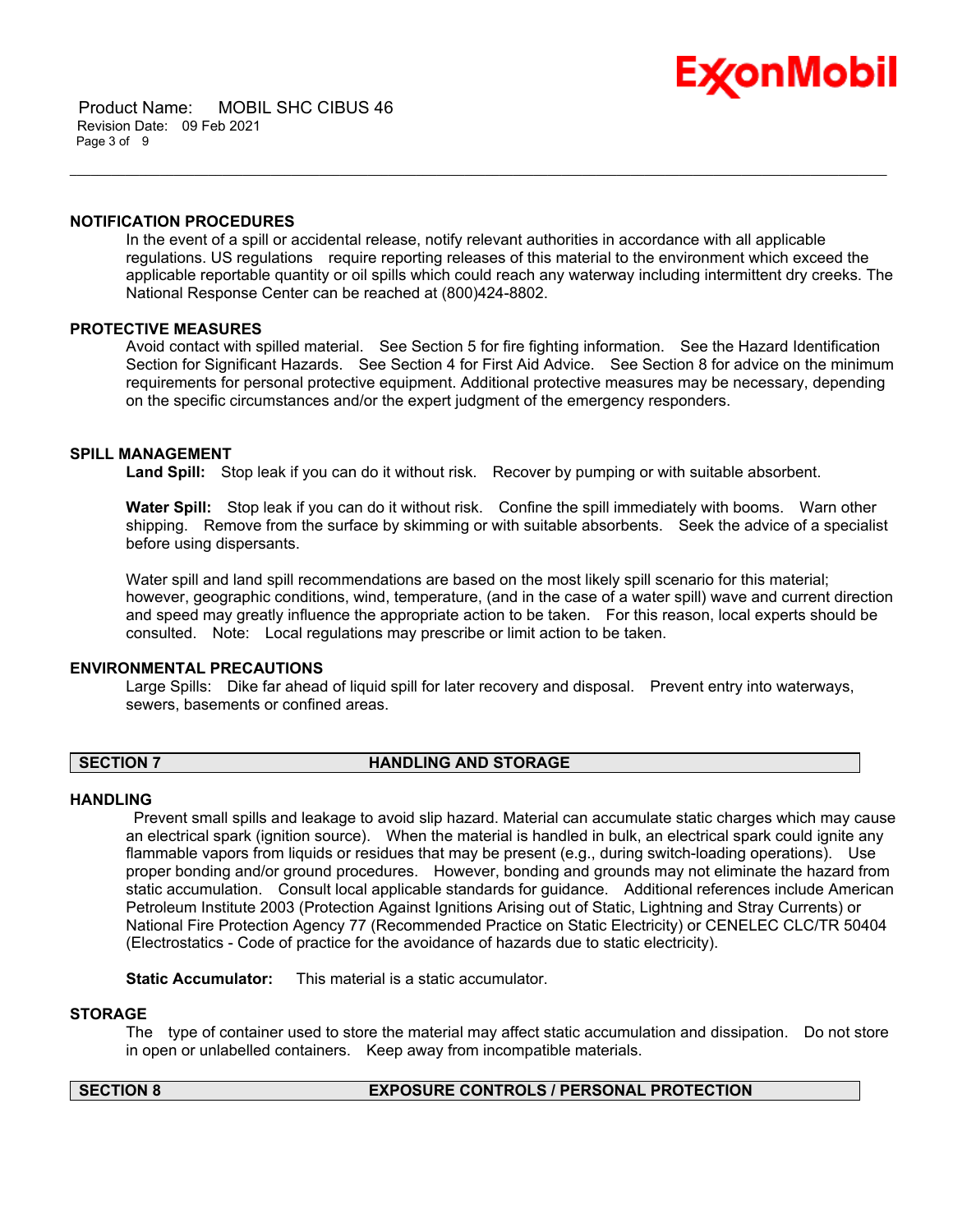### NOTIFICATION PROCEDURES

In the event of a spill or accidental release, notify relevant authorities in accordance with all applicable regulations. US regulations require reporting releases of this material to the environment which exceed the applicable reportable quantity or oil spills which could reach any waterway including intermittent dry creeks. The National Response Center can be reached at (800)424-8802.

### PROTECTIVE MEASURES

Avoid contact with spilled material. See Section 5 for fire fighting information. See the Hazard Identification Section for Significant Hazards. See Section 4 for First Aid Advice. See Section 8 for advice on the minimum requirements for personal protective equipment. Additional protective measures may be necessary, depending on the specific circumstances and/or the expert judgment of the emergency responders.

### SPILL MANAGEMENT

**Land Spill:** Stop leak if you can do it without risk. Recover by pumping or with suitable absorbent.

**Water Spill:** Stop leak if you can do it without risk. Confine the spill immediately with booms. Warn other shipping. Remove from the surface by skimming or with suitable absorbents. Seek the advice of a specialist before using dispersants.

Water spill and land spill recommendations are based on the most likely spill scenario for this material; however, geographic conditions, wind, temperature, (and in the case of a water spill) wave and current direction and speed may greatly influence the appropriate action to be taken. For this reason, local experts should be consulted. Note: Local regulations may prescribe or limit action to be taken.

### ENVIRONMENTAL PRECAUTIONS

Large Spills: Dike far ahead of liquid spill for later recovery and disposal. Prevent entry into waterways, sewers, basements or confined areas.

## SECTION 7 HANDLING AND STORAGE

### HANDLING

Prevent small spills and leakage to avoid slip hazard. Material can accumulate static charges which may cause an electrical spark (ignition source). When the material is handled in bulk, an electrical spark could ignite any flammable vapors from liquids or residues that may be present (e.g., during switch-loading operations). Use proper bonding and/or ground procedures. However, bonding and grounds may not eliminate the hazard from static accumulation. Consult local applicable standards for guidance. Additional references include American Petroleum Institute 2003 (Protection Against Ignitions Arising out of Static, Lightning and Stray Currents) or National Fire Protection Agency 77 (Recommended Practice on Static Electricity) or CENELEC CLC/TR 50404 (Electrostatics - Code of practice for the avoidance of hazards due to static electricity).

**Static Accumulator:** This material is a static accumulator.

### STORAGE

The type of container used to store the material may affect static accumulation and dissipation. Do not store in open or unlabelled containers. Keep away from incompatible materials.

## SECTION 8 EXPOSURE CONTROLS / PERSONAL PROTECTION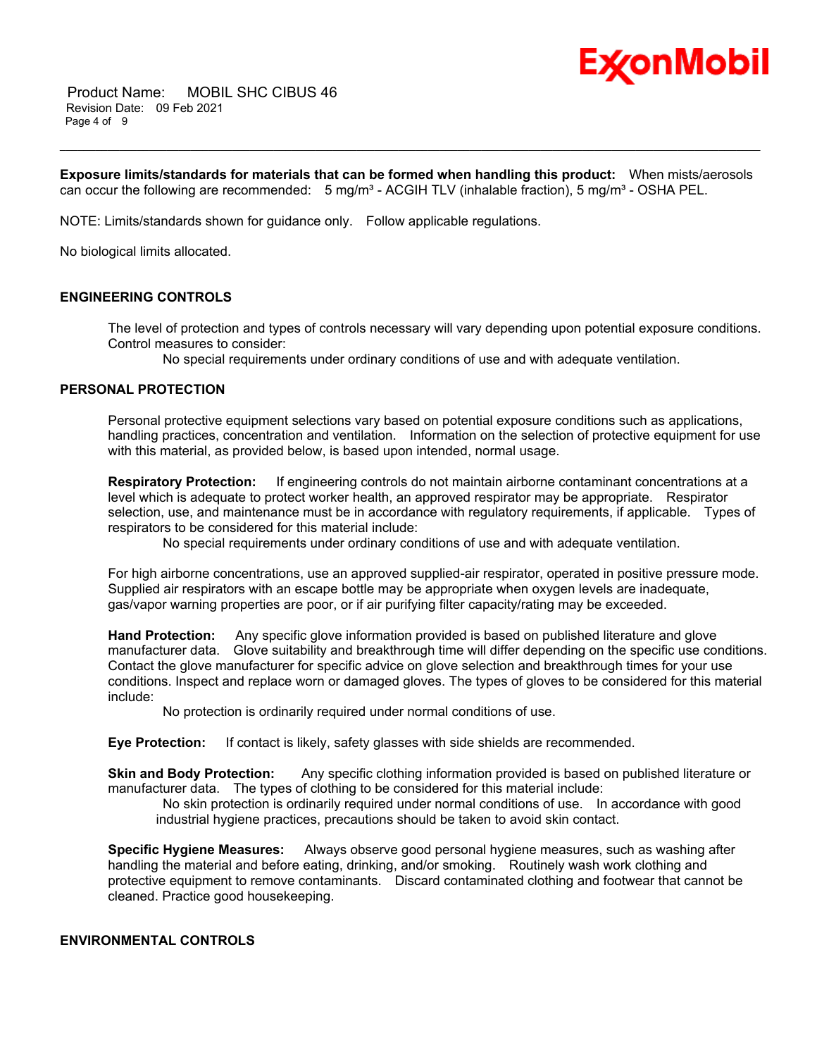**Exposure limits/standards for materials that can be formed when handling this product:** When mists/aerosols can occur the following are recommended: 5 mg/m³ - ACGIH TLV (inhalable fraction), 5 mg/m³ - OSHA PEL.

NOTE: Limits/standards shown for guidance only. Follow applicable regulations.

No biological limits allocated.

## ENGINEERING CONTROLS

The level of protection and types of controls necessary will vary depending upon potential exposure conditions. Control measures to consider:

No special requirements under ordinary conditions of use and with adequate ventilation.

## PERSONAL PROTECTION

Personal protective equipment selections vary based on potential exposure conditions such as applications, handling practices, concentration and ventilation. Information on the selection of protective equipment for use with this material, as provided below, is based upon intended, normal usage.

**Respiratory Protection:** If engineering controls do not maintain airborne contaminant concentrations at a level which is adequate to protect worker health, an approved respirator may be appropriate. Respirator selection, use, and maintenance must be in accordance with regulatory requirements, if applicable. Types of respirators to be considered for this material include:

No special requirements under ordinary conditions of use and with adequate ventilation.

For high airborne concentrations, use an approved supplied-air respirator, operated in positive pressure mode. Supplied air respirators with an escape bottle may be appropriate when oxygen levels are inadequate, gas/vapor warning properties are poor, or if air purifying filter capacity/rating may be exceeded.

**Hand Protection:** Any specific glove information provided is based on published literature and glove manufacturer data. Glove suitability and breakthrough time will differ depending on the specific use conditions. Contact the glove manufacturer for specific advice on glove selection and breakthrough times for your use conditions. Inspect and replace worn or damaged gloves. The types of gloves to be considered for this material include:

No protection is ordinarily required under normal conditions of use.

**Eye Protection:** If contact is likely, safety glasses with side shields are recommended.

**Skin and Body Protection:** Any specific clothing information provided is based on published literature or manufacturer data. The types of clothing to be considered for this material include:

No skin protection is ordinarily required under normal conditions of use. In accordance with good industrial hygiene practices, precautions should be taken to avoid skin contact.

**Specific Hygiene Measures:** Always observe good personal hygiene measures, such as washing after handling the material and before eating, drinking, and/or smoking. Routinely wash work clothing and protective equipment to remove contaminants. Discard contaminated clothing and footwear that cannot be cleaned. Practice good housekeeping.

## ENVIRONMENTAL CONTROLS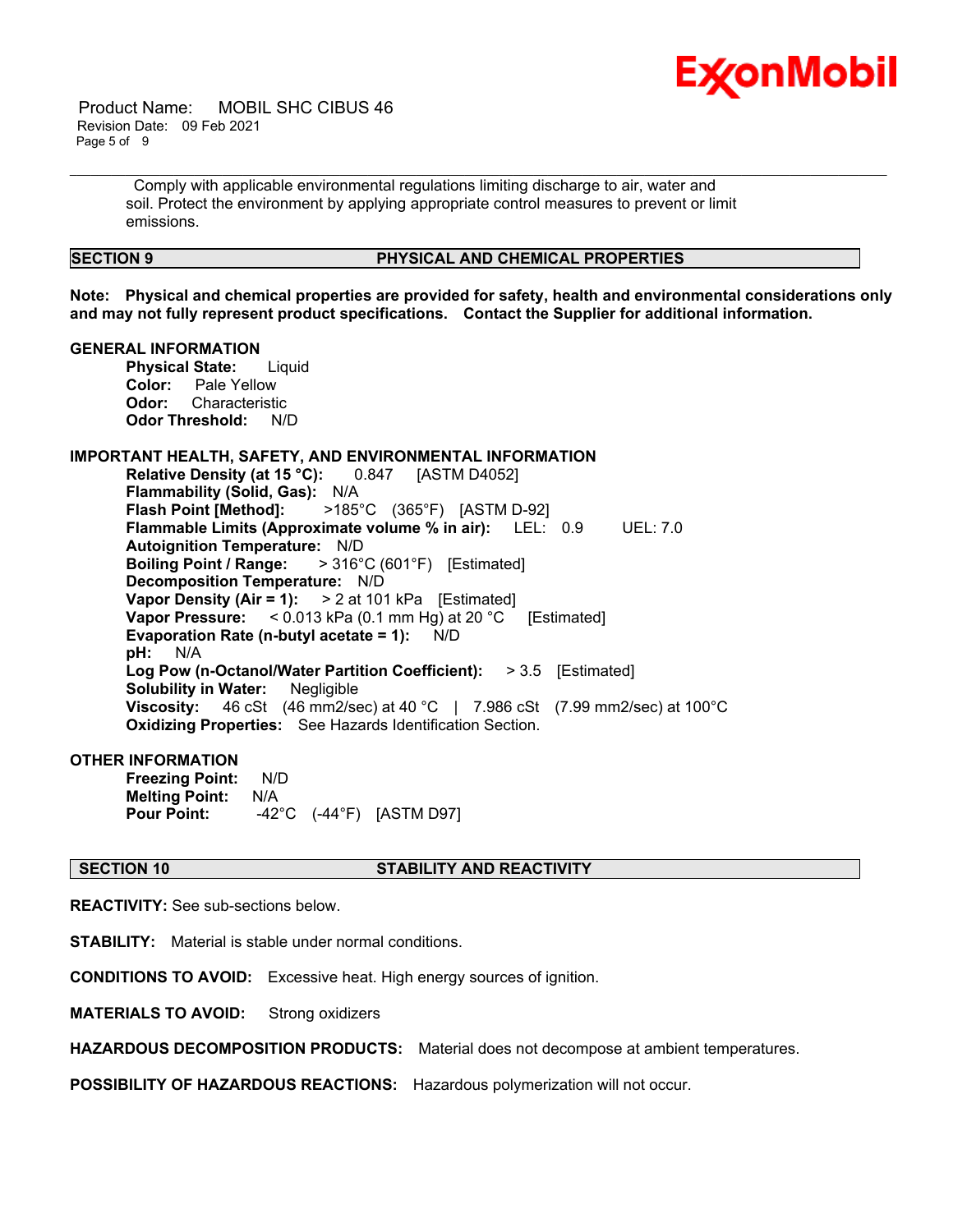Comply with applicable environmental regulations limiting discharge to air, water and soil. Protect the environment by applying appropriate control measures to prevent or limit emissions.

## SECTION 9 PHYSICAL AND CHEMICAL PROPERTIES

**Note: Physical and chemical properties are provided for safety, health and environmental considerations only and may not fully represent product specifications. Contact the Supplier for additional information.**

**GENERAL INFORMATION**

**Physical State:** Liquid
**Color:** Pale Yellow
**Odor:** Characteristic
**Odor Threshold:** N/D

**IMPORTANT HEALTH, SAFETY, AND ENVIRONMENTAL INFORMATION**

**Relative Density (at 15 °C):** 0.847 [ASTM D4052]
**Flammability (Solid, Gas):** N/A
**Flash Point [Method]:** >185°C (365°F) [ASTM D-92]
**Flammable Limits (Approximate volume % in air):** LEL: 0.9 UEL: 7.0
**Autoignition Temperature:** N/D
**Boiling Point / Range:** > 316°C (601°F) [Estimated]
**Decomposition Temperature:** N/D
**Vapor Density (Air = 1):** > 2 at 101 kPa [Estimated]
**Vapor Pressure:** < 0.013 kPa (0.1 mm Hg) at 20 °C [Estimated]
**Evaporation Rate (n-butyl acetate = 1):** N/D
**pH:** N/A
**Log Pow (n-Octanol/Water Partition Coefficient):** > 3.5 [Estimated]
**Solubility in Water:** Negligible
**Viscosity:** 46 cSt (46 mm2/sec) at 40 °C | 7.986 cSt (7.99 mm2/sec) at 100°C
**Oxidizing Properties:** See Hazards Identification Section.

**OTHER INFORMATION**

**Freezing Point:** N/D
**Melting Point:** N/A
**Pour Point:** -42°C (-44°F) [ASTM D97]

## SECTION 10 STABILITY AND REACTIVITY

**REACTIVITY:** See sub-sections below.

**STABILITY:** Material is stable under normal conditions.

**CONDITIONS TO AVOID:** Excessive heat. High energy sources of ignition.

**MATERIALS TO AVOID:** Strong oxidizers

**HAZARDOUS DECOMPOSITION PRODUCTS:** Material does not decompose at ambient temperatures.

**POSSIBILITY OF HAZARDOUS REACTIONS:** Hazardous polymerization will not occur.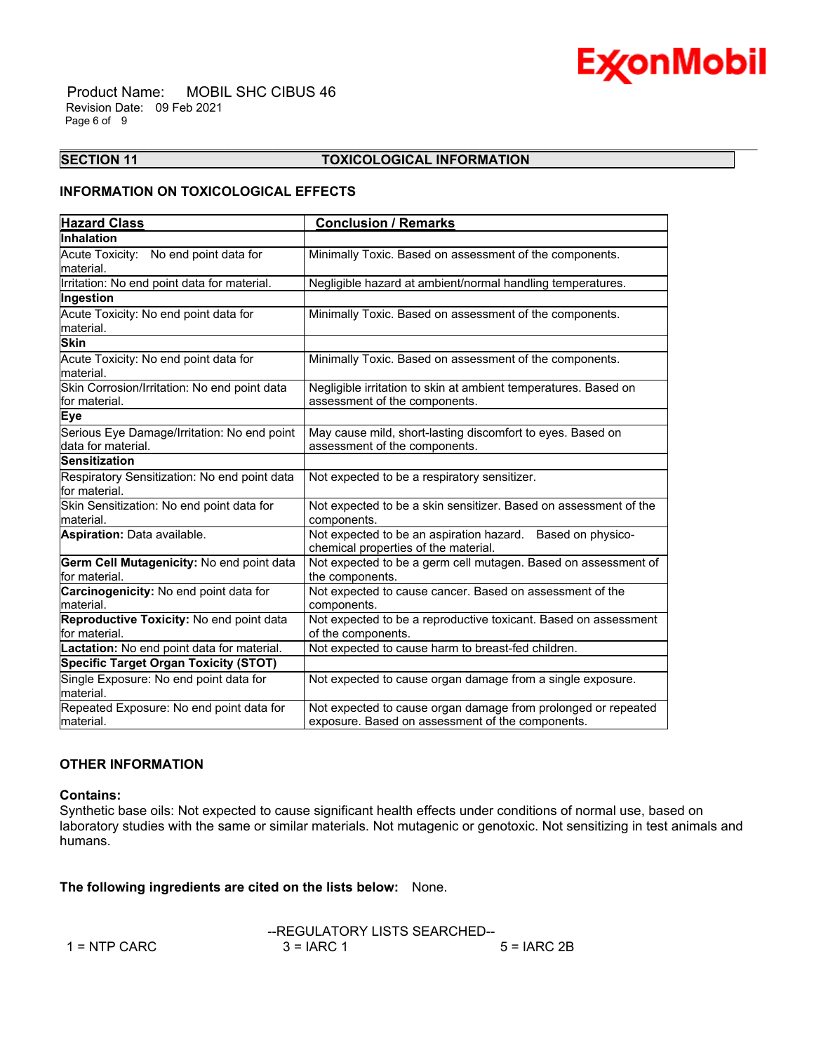## SECTION 11 TOXICOLOGICAL INFORMATION

### INFORMATION ON TOXICOLOGICAL EFFECTS

| Hazard Class | Conclusion / Remarks |
|---|---|
| **Inhalation** | |
| Acute Toxicity: No end point data for material. | Minimally Toxic. Based on assessment of the components. |
| Irritation: No end point data for material. | Negligible hazard at ambient/normal handling temperatures. |
| **Ingestion** | |
| Acute Toxicity: No end point data for material. | Minimally Toxic. Based on assessment of the components. |
| **Skin** | |
| Acute Toxicity: No end point data for material. | Minimally Toxic. Based on assessment of the components. |
| Skin Corrosion/Irritation: No end point data for material. | Negligible irritation to skin at ambient temperatures. Based on assessment of the components. |
| **Eye** | |
| Serious Eye Damage/Irritation: No end point data for material. | May cause mild, short-lasting discomfort to eyes. Based on assessment of the components. |
| **Sensitization** | |
| Respiratory Sensitization: No end point data for material. | Not expected to be a respiratory sensitizer. |
| Skin Sensitization: No end point data for material. | Not expected to be a skin sensitizer. Based on assessment of the components. |
| **Aspiration:** Data available. | Not expected to be an aspiration hazard. Based on physico-chemical properties of the material. |
| **Germ Cell Mutagenicity:** No end point data for material. | Not expected to be a germ cell mutagen. Based on assessment of the components. |
| **Carcinogenicity:** No end point data for material. | Not expected to cause cancer. Based on assessment of the components. |
| **Reproductive Toxicity:** No end point data for material. | Not expected to be a reproductive toxicant. Based on assessment of the components. |
| **Lactation:** No end point data for material. | Not expected to cause harm to breast-fed children. |
| **Specific Target Organ Toxicity (STOT)** | |
| Single Exposure: No end point data for material. | Not expected to cause organ damage from a single exposure. |
| Repeated Exposure: No end point data for material. | Not expected to cause organ damage from prolonged or repeated exposure. Based on assessment of the components. |

### OTHER INFORMATION

**Contains:**
Synthetic base oils: Not expected to cause significant health effects under conditions of normal use, based on laboratory studies with the same or similar materials. Not mutagenic or genotoxic. Not sensitizing in test animals and humans.

**The following ingredients are cited on the lists below:** None.

--REGULATORY LISTS SEARCHED--

1 = NTP CARC 3 = IARC 1 5 = IARC 2B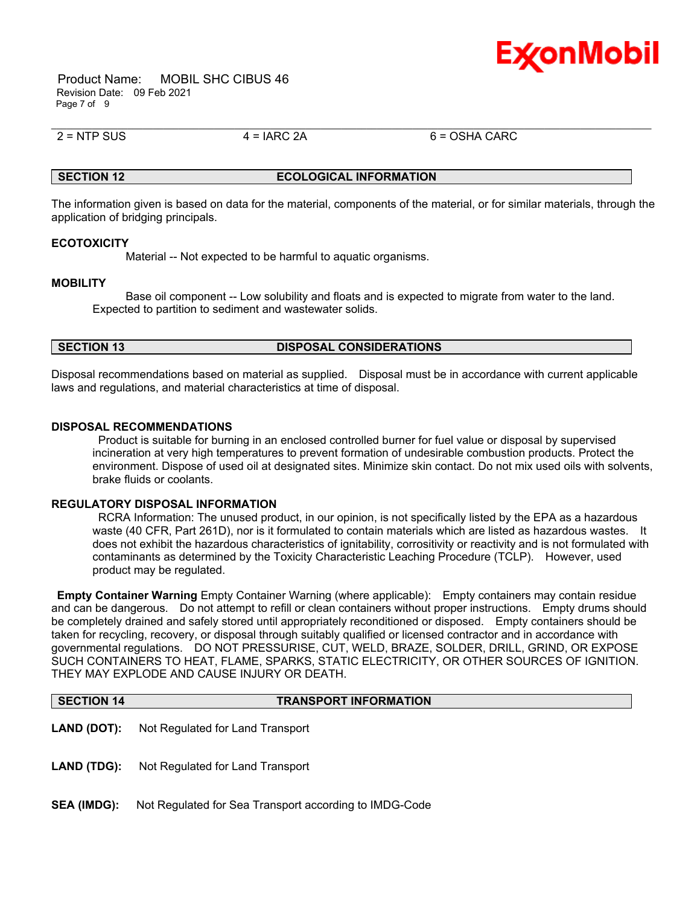2 = NTP SUS 4 = IARC 2A 6 = OSHA CARC

## SECTION 12 ECOLOGICAL INFORMATION

The information given is based on data for the material, components of the material, or for similar materials, through the application of bridging principals.

### ECOTOXICITY

Material -- Not expected to be harmful to aquatic organisms.

### MOBILITY

Base oil component -- Low solubility and floats and is expected to migrate from water to the land. Expected to partition to sediment and wastewater solids.

## SECTION 13 DISPOSAL CONSIDERATIONS

Disposal recommendations based on material as supplied. Disposal must be in accordance with current applicable laws and regulations, and material characteristics at time of disposal.

### DISPOSAL RECOMMENDATIONS

Product is suitable for burning in an enclosed controlled burner for fuel value or disposal by supervised incineration at very high temperatures to prevent formation of undesirable combustion products. Protect the environment. Dispose of used oil at designated sites. Minimize skin contact. Do not mix used oils with solvents, brake fluids or coolants.

### REGULATORY DISPOSAL INFORMATION

RCRA Information: The unused product, in our opinion, is not specifically listed by the EPA as a hazardous waste (40 CFR, Part 261D), nor is it formulated to contain materials which are listed as hazardous wastes. It does not exhibit the hazardous characteristics of ignitability, corrositivity or reactivity and is not formulated with contaminants as determined by the Toxicity Characteristic Leaching Procedure (TCLP). However, used product may be regulated.

**Empty Container Warning** Empty Container Warning (where applicable): Empty containers may contain residue and can be dangerous. Do not attempt to refill or clean containers without proper instructions. Empty drums should be completely drained and safely stored until appropriately reconditioned or disposed. Empty containers should be taken for recycling, recovery, or disposal through suitably qualified or licensed contractor and in accordance with governmental regulations. DO NOT PRESSURISE, CUT, WELD, BRAZE, SOLDER, DRILL, GRIND, OR EXPOSE SUCH CONTAINERS TO HEAT, FLAME, SPARKS, STATIC ELECTRICITY, OR OTHER SOURCES OF IGNITION. THEY MAY EXPLODE AND CAUSE INJURY OR DEATH.

## SECTION 14 TRANSPORT INFORMATION

**LAND (DOT):** Not Regulated for Land Transport

**LAND (TDG):** Not Regulated for Land Transport

**SEA (IMDG):** Not Regulated for Sea Transport according to IMDG-Code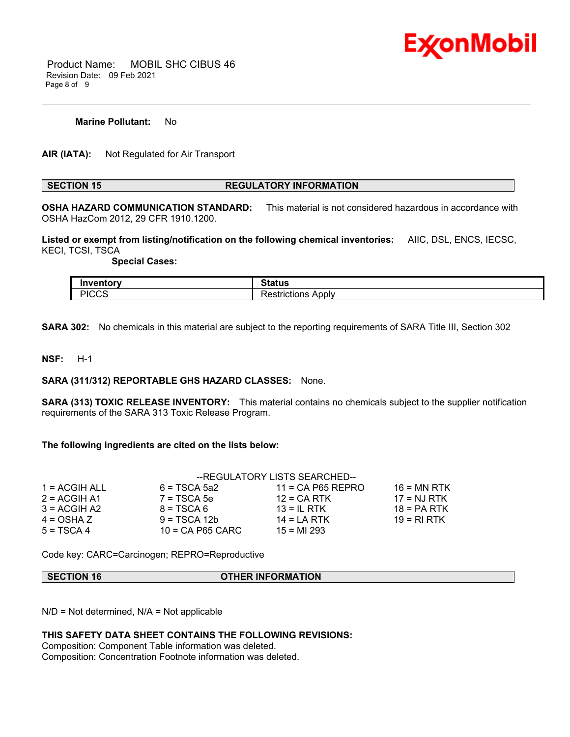**Marine Pollutant:** No

**AIR (IATA):** Not Regulated for Air Transport

## SECTION 15 REGULATORY INFORMATION

**OSHA HAZARD COMMUNICATION STANDARD:** This material is not considered hazardous in accordance with OSHA HazCom 2012, 29 CFR 1910.1200.

**Listed or exempt from listing/notification on the following chemical inventories:** AIIC, DSL, ENCS, IECSC, KECI, TCSI, TSCA

**Special Cases:**

| Inventory | Status |
| --- | --- |
| PICCS | Restrictions Apply |

**SARA 302:** No chemicals in this material are subject to the reporting requirements of SARA Title III, Section 302

**NSF:** H-1

**SARA (311/312) REPORTABLE GHS HAZARD CLASSES:** None.

**SARA (313) TOXIC RELEASE INVENTORY:** This material contains no chemicals subject to the supplier notification requirements of the SARA 313 Toxic Release Program.

**The following ingredients are cited on the lists below:**

--REGULATORY LISTS SEARCHED--

| | | | |
| --- | --- | --- | --- |
| 1 = ACGIH ALL | 6 = TSCA 5a2 | 11 = CA P65 REPRO | 16 = MN RTK |
| 2 = ACGIH A1 | 7 = TSCA 5e | 12 = CA RTK | 17 = NJ RTK |
| 3 = ACGIH A2 | 8 = TSCA 6 | 13 = IL RTK | 18 = PA RTK |
| 4 = OSHA Z | 9 = TSCA 12b | 14 = LA RTK | 19 = RI RTK |
| 5 = TSCA 4 | 10 = CA P65 CARC | 15 = MI 293 | |

Code key: CARC=Carcinogen; REPRO=Reproductive

## SECTION 16 OTHER INFORMATION

N/D = Not determined, N/A = Not applicable

**THIS SAFETY DATA SHEET CONTAINS THE FOLLOWING REVISIONS:**
Composition: Component Table information was deleted.
Composition: Concentration Footnote information was deleted.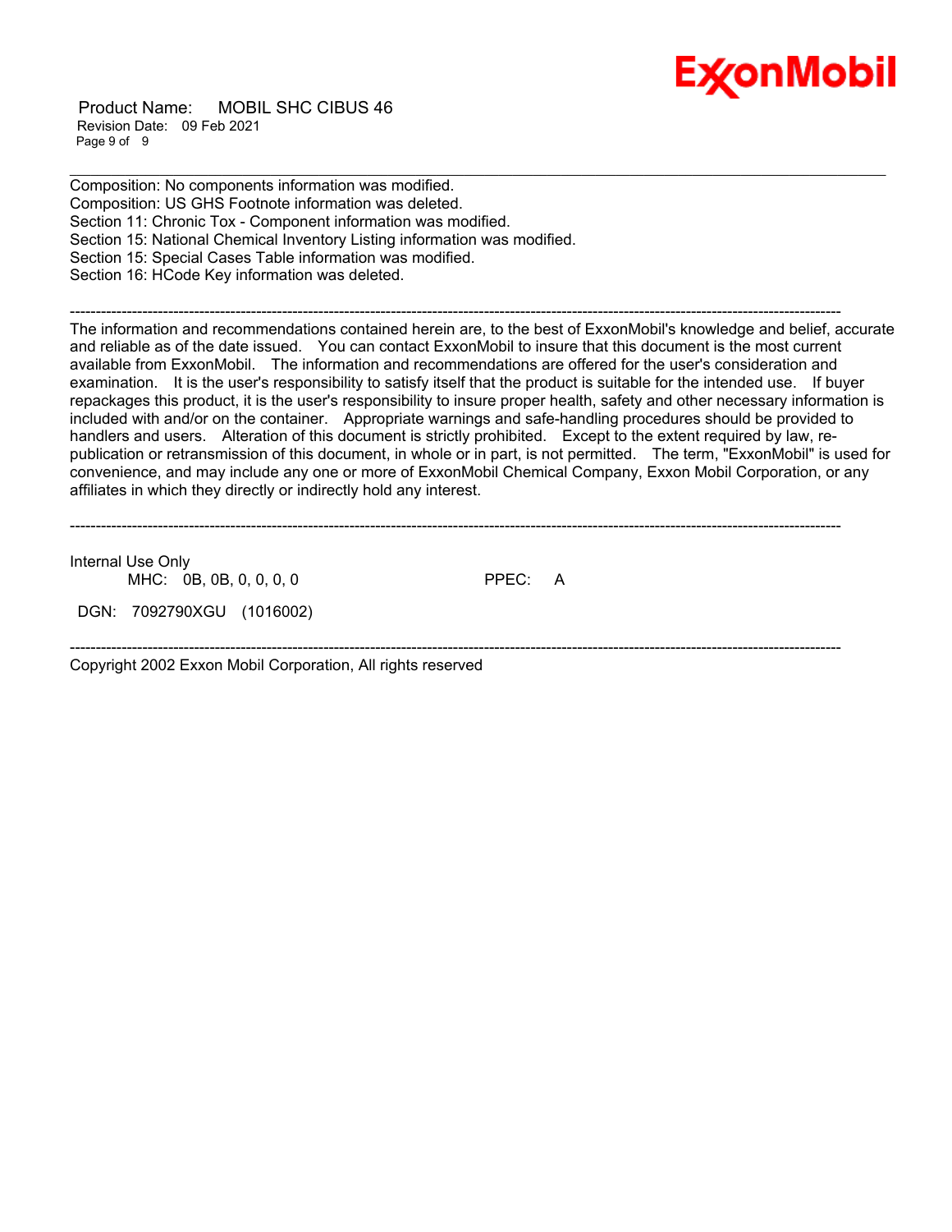Composition: No components information was modified.
Composition: US GHS Footnote information was deleted.
Section 11: Chronic Tox - Component information was modified.
Section 15: National Chemical Inventory Listing information was modified.
Section 15: Special Cases Table information was modified.
Section 16: HCode Key information was deleted.

-----------------------------------------------------------------------------------------------------------------------------------------------------

The information and recommendations contained herein are, to the best of ExxonMobil's knowledge and belief, accurate and reliable as of the date issued. You can contact ExxonMobil to insure that this document is the most current available from ExxonMobil. The information and recommendations are offered for the user's consideration and examination. It is the user's responsibility to satisfy itself that the product is suitable for the intended use. If buyer repackages this product, it is the user's responsibility to insure proper health, safety and other necessary information is included with and/or on the container. Appropriate warnings and safe-handling procedures should be provided to handlers and users. Alteration of this document is strictly prohibited. Except to the extent required by law, re-publication or retransmission of this document, in whole or in part, is not permitted. The term, "ExxonMobil" is used for convenience, and may include any one or more of ExxonMobil Chemical Company, Exxon Mobil Corporation, or any affiliates in which they directly or indirectly hold any interest.

-----------------------------------------------------------------------------------------------------------------------------------------------------

Internal Use Only

MHC: 0B, 0B, 0, 0, 0, 0     PPEC: A

DGN: 7092790XGU (1016002)

-----------------------------------------------------------------------------------------------------------------------------------------------------

Copyright 2002 Exxon Mobil Corporation, All rights reserved